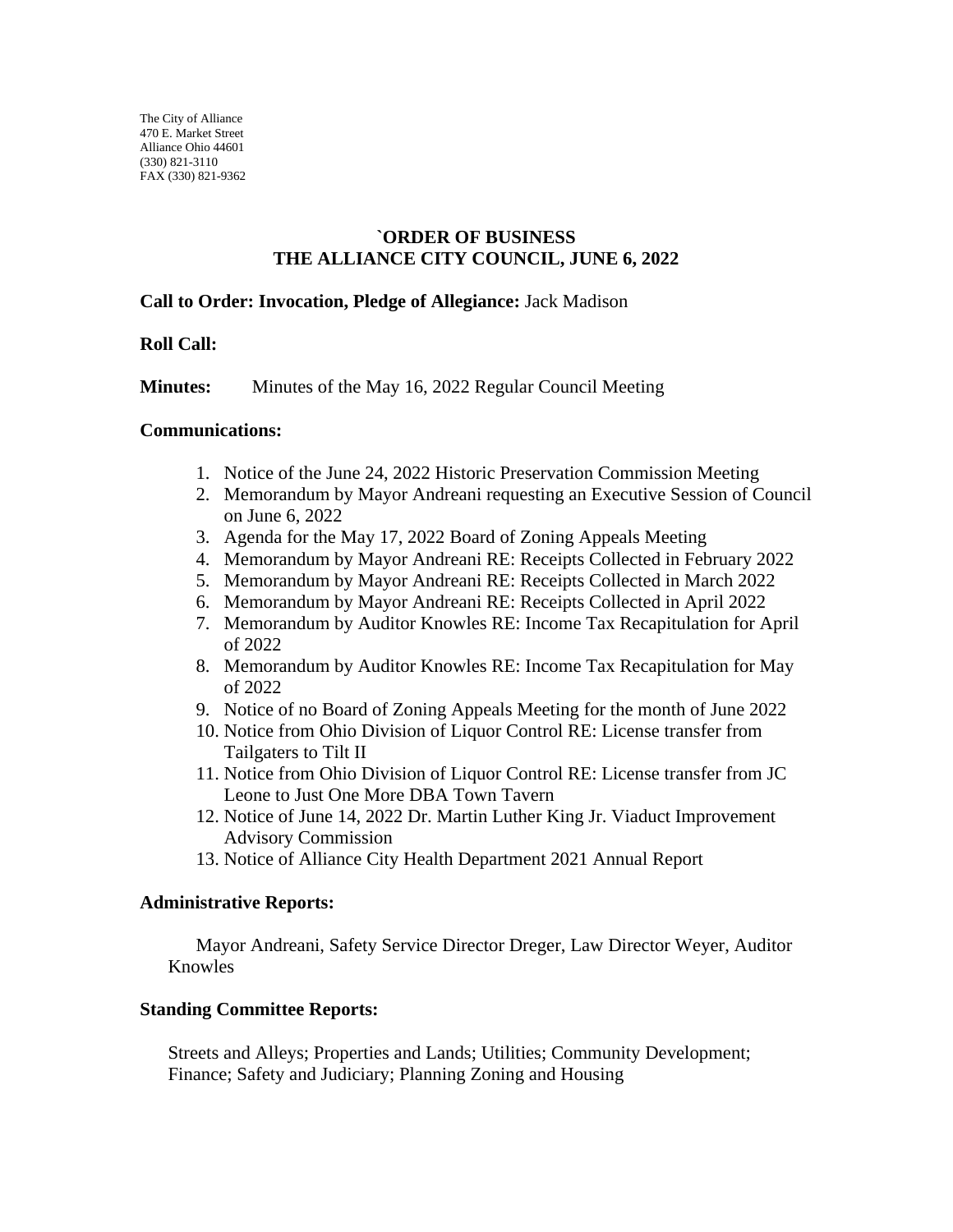The City of Alliance
470 E. Market Street
Alliance Ohio 44601
(330) 821-3110
FAX (330) 821-9362

# `ORDER OF BUSINESS
# THE ALLIANCE CITY COUNCIL, JUNE 6, 2022

**Call to Order: Invocation, Pledge of Allegiance:** Jack Madison

**Roll Call:**

**Minutes:** Minutes of the May 16, 2022 Regular Council Meeting

**Communications:**

1. Notice of the June 24, 2022 Historic Preservation Commission Meeting
2. Memorandum by Mayor Andreani requesting an Executive Session of Council on June 6, 2022
3. Agenda for the May 17, 2022 Board of Zoning Appeals Meeting
4. Memorandum by Mayor Andreani RE: Receipts Collected in February 2022
5. Memorandum by Mayor Andreani RE: Receipts Collected in March 2022
6. Memorandum by Mayor Andreani RE: Receipts Collected in April 2022
7. Memorandum by Auditor Knowles RE: Income Tax Recapitulation for April of 2022
8. Memorandum by Auditor Knowles RE: Income Tax Recapitulation for May of 2022
9. Notice of no Board of Zoning Appeals Meeting for the month of June 2022
10. Notice from Ohio Division of Liquor Control RE: License transfer from Tailgaters to Tilt II
11. Notice from Ohio Division of Liquor Control RE: License transfer from JC Leone to Just One More DBA Town Tavern
12. Notice of June 14, 2022 Dr. Martin Luther King Jr. Viaduct Improvement Advisory Commission
13. Notice of Alliance City Health Department 2021 Annual Report

**Administrative Reports:**

Mayor Andreani, Safety Service Director Dreger, Law Director Weyer, Auditor Knowles

**Standing Committee Reports:**

Streets and Alleys; Properties and Lands; Utilities; Community Development; Finance; Safety and Judiciary; Planning Zoning and Housing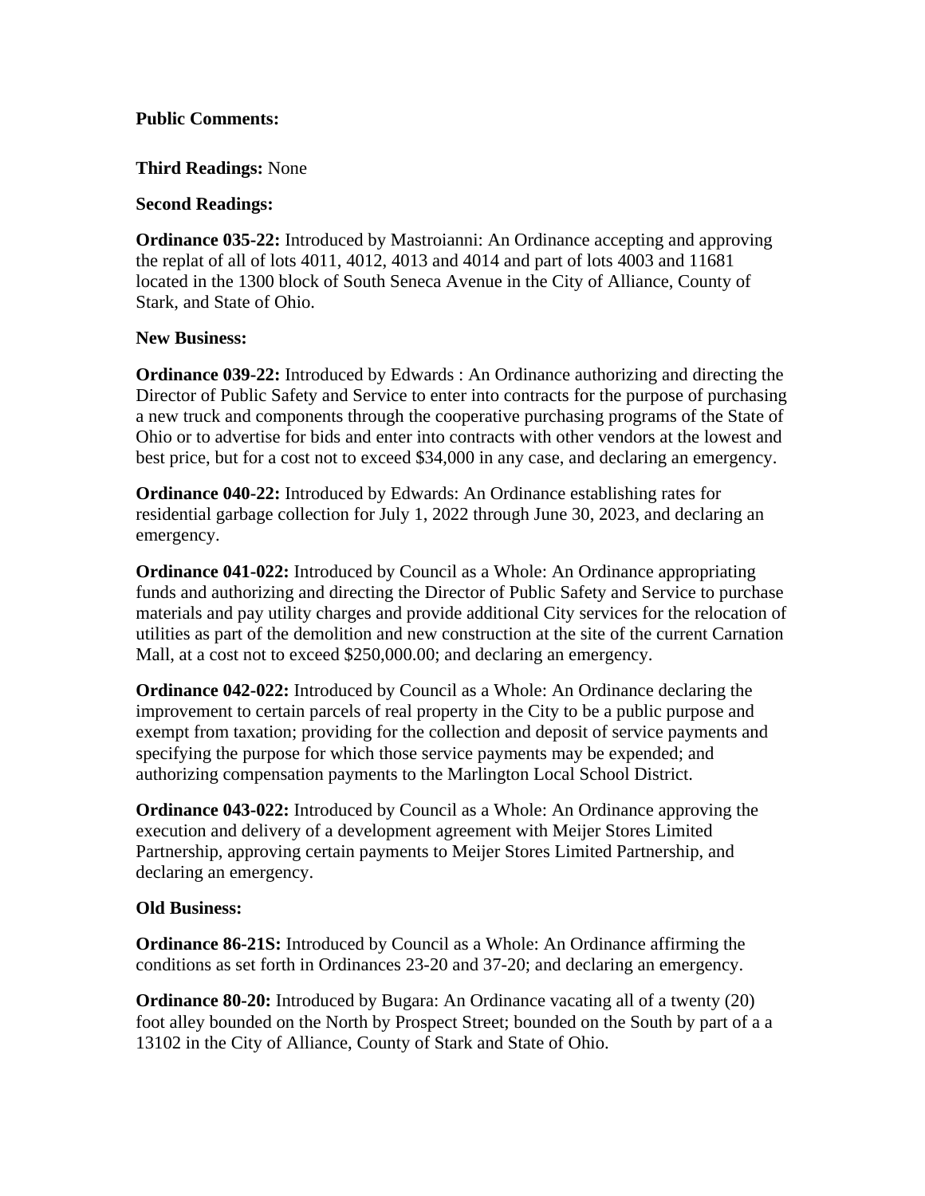**Public Comments:**

**Third Readings:** None

**Second Readings:**

**Ordinance 035-22:** Introduced by Mastroianni: An Ordinance accepting and approving the replat of all of lots 4011, 4012, 4013 and 4014 and part of lots 4003 and 11681 located in the 1300 block of South Seneca Avenue in the City of Alliance, County of Stark, and State of Ohio.

**New Business:**

**Ordinance 039-22:** Introduced by Edwards : An Ordinance authorizing and directing the Director of Public Safety and Service to enter into contracts for the purpose of purchasing a new truck and components through the cooperative purchasing programs of the State of Ohio or to advertise for bids and enter into contracts with other vendors at the lowest and best price, but for a cost not to exceed $34,000 in any case, and declaring an emergency.

**Ordinance 040-22:** Introduced by Edwards: An Ordinance establishing rates for residential garbage collection for July 1, 2022 through June 30, 2023, and declaring an emergency.

**Ordinance 041-022:** Introduced by Council as a Whole: An Ordinance appropriating funds and authorizing and directing the Director of Public Safety and Service to purchase materials and pay utility charges and provide additional City services for the relocation of utilities as part of the demolition and new construction at the site of the current Carnation Mall, at a cost not to exceed $250,000.00; and declaring an emergency.

**Ordinance 042-022:** Introduced by Council as a Whole: An Ordinance declaring the improvement to certain parcels of real property in the City to be a public purpose and exempt from taxation; providing for the collection and deposit of service payments and specifying the purpose for which those service payments may be expended; and authorizing compensation payments to the Marlington Local School District.

**Ordinance 043-022:** Introduced by Council as a Whole: An Ordinance approving the execution and delivery of a development agreement with Meijer Stores Limited Partnership, approving certain payments to Meijer Stores Limited Partnership, and declaring an emergency.

**Old Business:**

**Ordinance 86-21S:** Introduced by Council as a Whole: An Ordinance affirming the conditions as set forth in Ordinances 23-20 and 37-20; and declaring an emergency.

**Ordinance 80-20:** Introduced by Bugara: An Ordinance vacating all of a twenty (20) foot alley bounded on the North by Prospect Street; bounded on the South by part of a a 13102 in the City of Alliance, County of Stark and State of Ohio.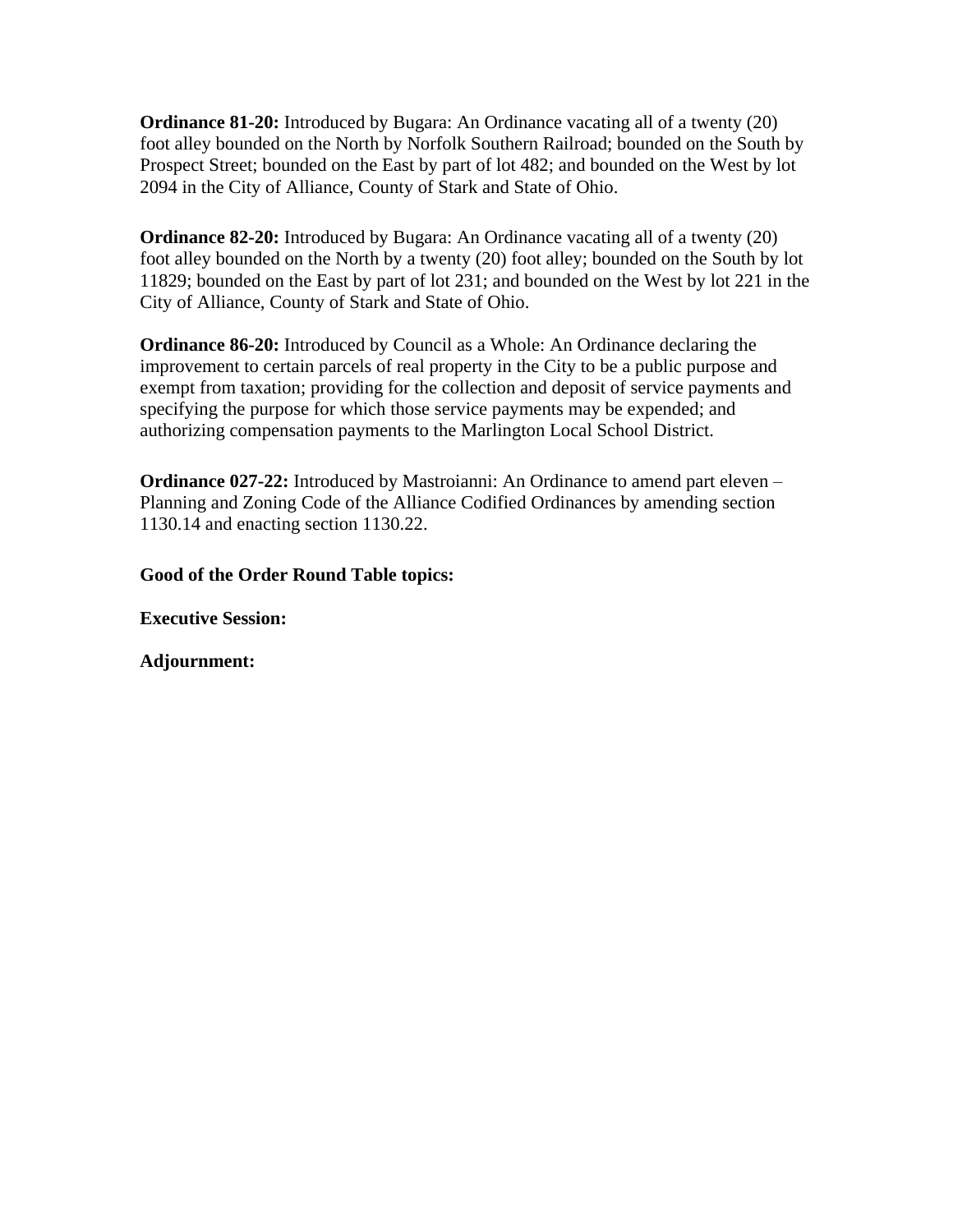**Ordinance 81-20:** Introduced by Bugara: An Ordinance vacating all of a twenty (20) foot alley bounded on the North by Norfolk Southern Railroad; bounded on the South by Prospect Street; bounded on the East by part of lot 482; and bounded on the West by lot 2094 in the City of Alliance, County of Stark and State of Ohio.

**Ordinance 82-20:** Introduced by Bugara: An Ordinance vacating all of a twenty (20) foot alley bounded on the North by a twenty (20) foot alley; bounded on the South by lot 11829; bounded on the East by part of lot 231; and bounded on the West by lot 221 in the City of Alliance, County of Stark and State of Ohio.

**Ordinance 86-20:** Introduced by Council as a Whole: An Ordinance declaring the improvement to certain parcels of real property in the City to be a public purpose and exempt from taxation; providing for the collection and deposit of service payments and specifying the purpose for which those service payments may be expended; and authorizing compensation payments to the Marlington Local School District.

**Ordinance 027-22:** Introduced by Mastroianni: An Ordinance to amend part eleven – Planning and Zoning Code of the Alliance Codified Ordinances by amending section 1130.14 and enacting section 1130.22.

**Good of the Order Round Table topics:**

**Executive Session:**

**Adjournment:**